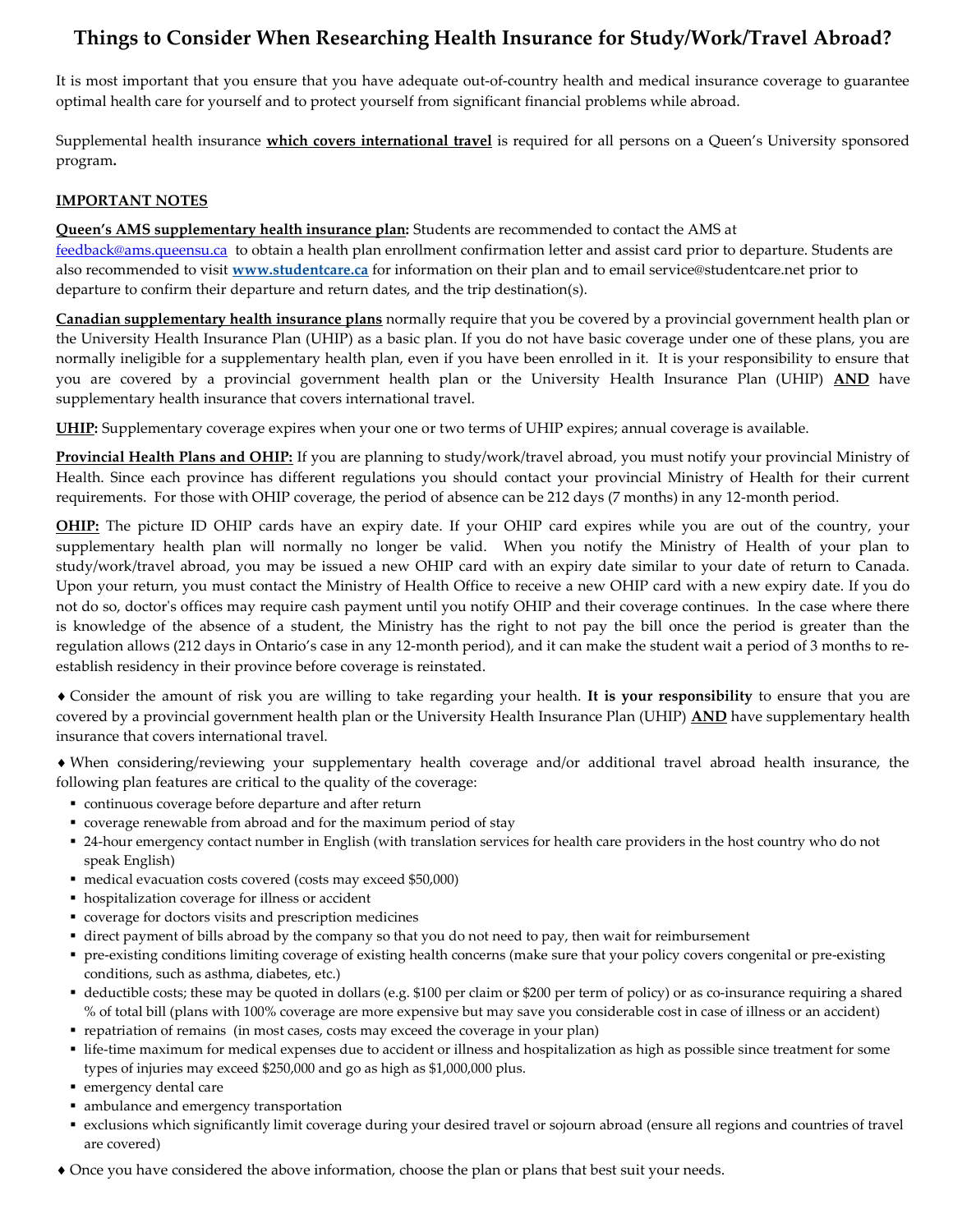# Things to Consider When Researching Health Insurance for Study/Work/Travel Abroad?

It is most important that you ensure that you have adequate out-of-country health and medical insurance coverage to guarantee optimal health care for yourself and to protect yourself from significant financial problems while abroad.

Supplemental health insurance **which covers international travel** is required for all persons on a Queen's University sponsored program**.**

## IMPORTANT NOTES

**Queen's AMS supplementary health insurance plan:** Students are recommended to contact the AMS at feedback@ams.queensu.ca to obtain a health plan enrollment confirmation letter and assist card prior to departure. Students are also recommended to visit **www.studentcare.ca** for information on their plan and to email service@studentcare.net prior to departure to confirm their departure and return dates, and the trip destination(s).

**Canadian supplementary health insurance plans** normally require that you be covered by a provincial government health plan or the University Health Insurance Plan (UHIP) as a basic plan. If you do not have basic coverage under one of these plans, you are normally ineligible for a supplementary health plan, even if you have been enrolled in it. It is your responsibility to ensure that you are covered by a provincial government health plan or the University Health Insurance Plan (UHIP) **AND** have supplementary health insurance that covers international travel.

**UHIP:** Supplementary coverage expires when your one or two terms of UHIP expires; annual coverage is available.

**Provincial Health Plans and OHIP:** If you are planning to study/work/travel abroad, you must notify your provincial Ministry of Health. Since each province has different regulations you should contact your provincial Ministry of Health for their current requirements. For those with OHIP coverage, the period of absence can be 212 days (7 months) in any 12-month period.

**OHIP:** The picture ID OHIP cards have an expiry date. If your OHIP card expires while you are out of the country, your supplementary health plan will normally no longer be valid. When you notify the Ministry of Health of your plan to study/work/travel abroad, you may be issued a new OHIP card with an expiry date similar to your date of return to Canada. Upon your return, you must contact the Ministry of Health Office to receive a new OHIP card with a new expiry date. If you do not do so, doctor's offices may require cash payment until you notify OHIP and their coverage continues. In the case where there is knowledge of the absence of a student, the Ministry has the right to not pay the bill once the period is greater than the regulation allows (212 days in Ontario's case in any 12-month period), and it can make the student wait a period of 3 months to re-establish residency in their province before coverage is reinstated.

♦ Consider the amount of risk you are willing to take regarding your health. **It is your responsibility** to ensure that you are covered by a provincial government health plan or the University Health Insurance Plan (UHIP) **AND** have supplementary health insurance that covers international travel.

♦ When considering/reviewing your supplementary health coverage and/or additional travel abroad health insurance, the following plan features are critical to the quality of the coverage:

- continuous coverage before departure and after return
- coverage renewable from abroad and for the maximum period of stay
- 24-hour emergency contact number in English (with translation services for health care providers in the host country who do not speak English)
- medical evacuation costs covered (costs may exceed $50,000)
- hospitalization coverage for illness or accident
- coverage for doctors visits and prescription medicines
- direct payment of bills abroad by the company so that you do not need to pay, then wait for reimbursement
- pre-existing conditions limiting coverage of existing health concerns (make sure that your policy covers congenital or pre-existing conditions, such as asthma, diabetes, etc.)
- deductible costs; these may be quoted in dollars (e.g. $100 per claim or $200 per term of policy) or as co-insurance requiring a shared % of total bill (plans with 100% coverage are more expensive but may save you considerable cost in case of illness or an accident)
- repatriation of remains (in most cases, costs may exceed the coverage in your plan)
- life-time maximum for medical expenses due to accident or illness and hospitalization as high as possible since treatment for some types of injuries may exceed $250,000 and go as high as $1,000,000 plus.
- emergency dental care
- ambulance and emergency transportation
- exclusions which significantly limit coverage during your desired travel or sojourn abroad (ensure all regions and countries of travel are covered)

♦ Once you have considered the above information, choose the plan or plans that best suit your needs.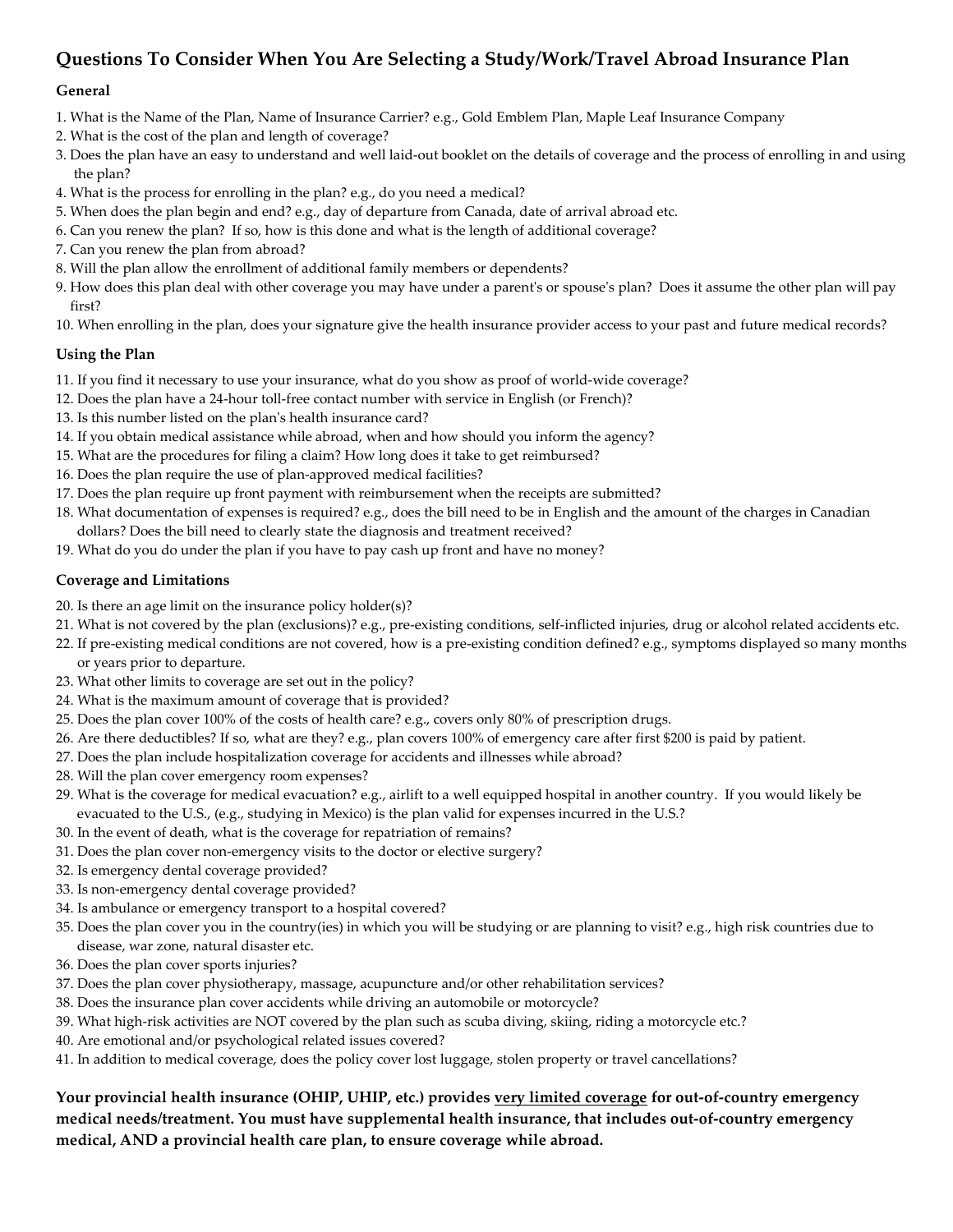# Questions To Consider When You Are Selecting a Study/Work/Travel Abroad Insurance Plan

## General

1. What is the Name of the Plan, Name of Insurance Carrier? e.g., Gold Emblem Plan, Maple Leaf Insurance Company
2. What is the cost of the plan and length of coverage?
3. Does the plan have an easy to understand and well laid-out booklet on the details of coverage and the process of enrolling in and using the plan?
4. What is the process for enrolling in the plan? e.g., do you need a medical?
5. When does the plan begin and end? e.g., day of departure from Canada, date of arrival abroad etc.
6. Can you renew the plan? If so, how is this done and what is the length of additional coverage?
7. Can you renew the plan from abroad?
8. Will the plan allow the enrollment of additional family members or dependents?
9. How does this plan deal with other coverage you may have under a parent's or spouse's plan? Does it assume the other plan will pay first?
10. When enrolling in the plan, does your signature give the health insurance provider access to your past and future medical records?

## Using the Plan

11. If you find it necessary to use your insurance, what do you show as proof of world-wide coverage?
12. Does the plan have a 24-hour toll-free contact number with service in English (or French)?
13. Is this number listed on the plan's health insurance card?
14. If you obtain medical assistance while abroad, when and how should you inform the agency?
15. What are the procedures for filing a claim? How long does it take to get reimbursed?
16. Does the plan require the use of plan-approved medical facilities?
17. Does the plan require up front payment with reimbursement when the receipts are submitted?
18. What documentation of expenses is required? e.g., does the bill need to be in English and the amount of the charges in Canadian dollars? Does the bill need to clearly state the diagnosis and treatment received?
19. What do you do under the plan if you have to pay cash up front and have no money?

## Coverage and Limitations

20. Is there an age limit on the insurance policy holder(s)?
21. What is not covered by the plan (exclusions)? e.g., pre-existing conditions, self-inflicted injuries, drug or alcohol related accidents etc.
22. If pre-existing medical conditions are not covered, how is a pre-existing condition defined? e.g., symptoms displayed so many months or years prior to departure.
23. What other limits to coverage are set out in the policy?
24. What is the maximum amount of coverage that is provided?
25. Does the plan cover 100% of the costs of health care? e.g., covers only 80% of prescription drugs.
26. Are there deductibles? If so, what are they? e.g., plan covers 100% of emergency care after first $200 is paid by patient.
27. Does the plan include hospitalization coverage for accidents and illnesses while abroad?
28. Will the plan cover emergency room expenses?
29. What is the coverage for medical evacuation? e.g., airlift to a well equipped hospital in another country. If you would likely be evacuated to the U.S., (e.g., studying in Mexico) is the plan valid for expenses incurred in the U.S.?
30. In the event of death, what is the coverage for repatriation of remains?
31. Does the plan cover non-emergency visits to the doctor or elective surgery?
32. Is emergency dental coverage provided?
33. Is non-emergency dental coverage provided?
34. Is ambulance or emergency transport to a hospital covered?
35. Does the plan cover you in the country(ies) in which you will be studying or are planning to visit? e.g., high risk countries due to disease, war zone, natural disaster etc.
36. Does the plan cover sports injuries?
37. Does the plan cover physiotherapy, massage, acupuncture and/or other rehabilitation services?
38. Does the insurance plan cover accidents while driving an automobile or motorcycle?
39. What high-risk activities are NOT covered by the plan such as scuba diving, skiing, riding a motorcycle etc.?
40. Are emotional and/or psychological related issues covered?
41. In addition to medical coverage, does the policy cover lost luggage, stolen property or travel cancellations?

**Your provincial health insurance (OHIP, UHIP, etc.) provides very limited coverage for out-of-country emergency medical needs/treatment. You must have supplemental health insurance, that includes out-of-country emergency medical, AND a provincial health care plan, to ensure coverage while abroad.**